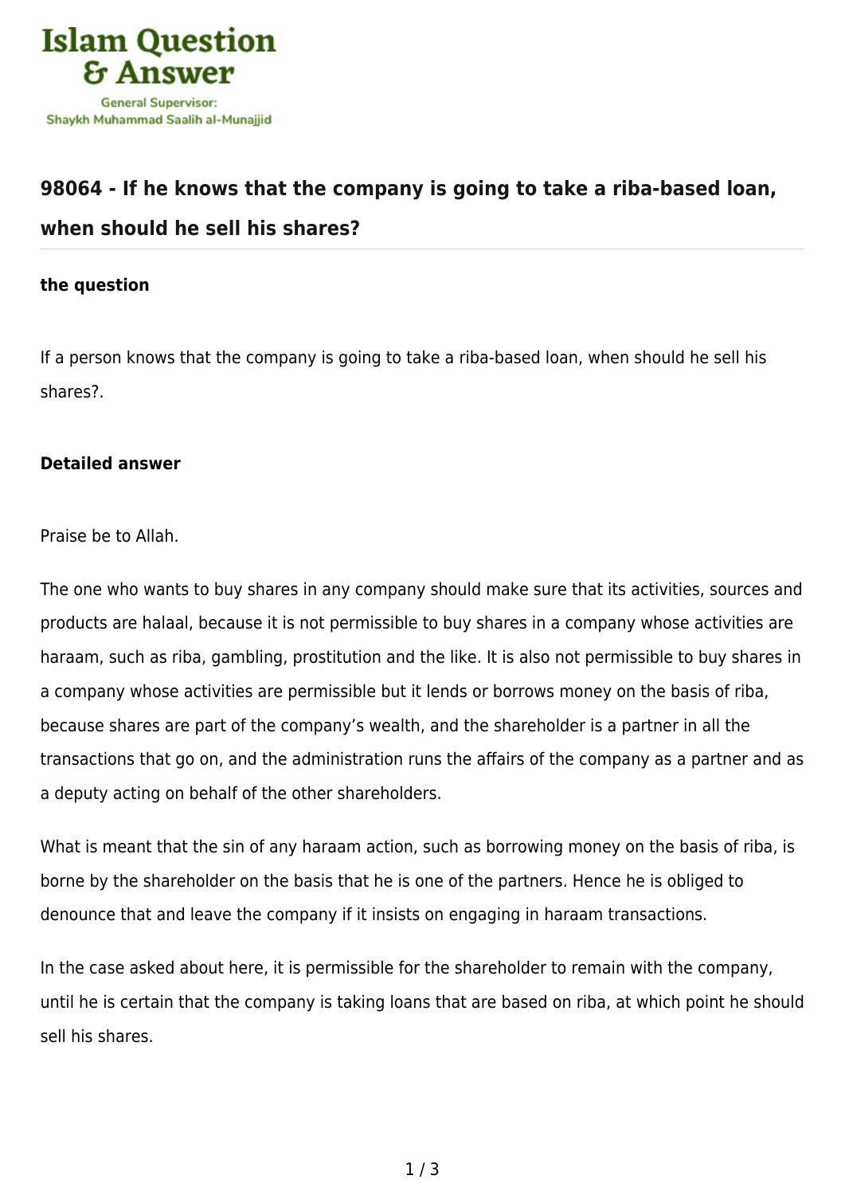Islam Question & Answer

General Supervisor:
Shaykh Muhammad Saalih al-Munajjid

## 98064 - If he knows that the company is going to take a riba-based loan, when should he sell his shares?

### the question

If a person knows that the company is going to take a riba-based loan, when should he sell his shares?.

### Detailed answer

Praise be to Allah.

The one who wants to buy shares in any company should make sure that its activities, sources and products are halaal, because it is not permissible to buy shares in a company whose activities are haraam, such as riba, gambling, prostitution and the like. It is also not permissible to buy shares in a company whose activities are permissible but it lends or borrows money on the basis of riba, because shares are part of the company's wealth, and the shareholder is a partner in all the transactions that go on, and the administration runs the affairs of the company as a partner and as a deputy acting on behalf of the other shareholders.

What is meant that the sin of any haraam action, such as borrowing money on the basis of riba, is borne by the shareholder on the basis that he is one of the partners. Hence he is obliged to denounce that and leave the company if it insists on engaging in haraam transactions.

In the case asked about here, it is permissible for the shareholder to remain with the company, until he is certain that the company is taking loans that are based on riba, at which point he should sell his shares.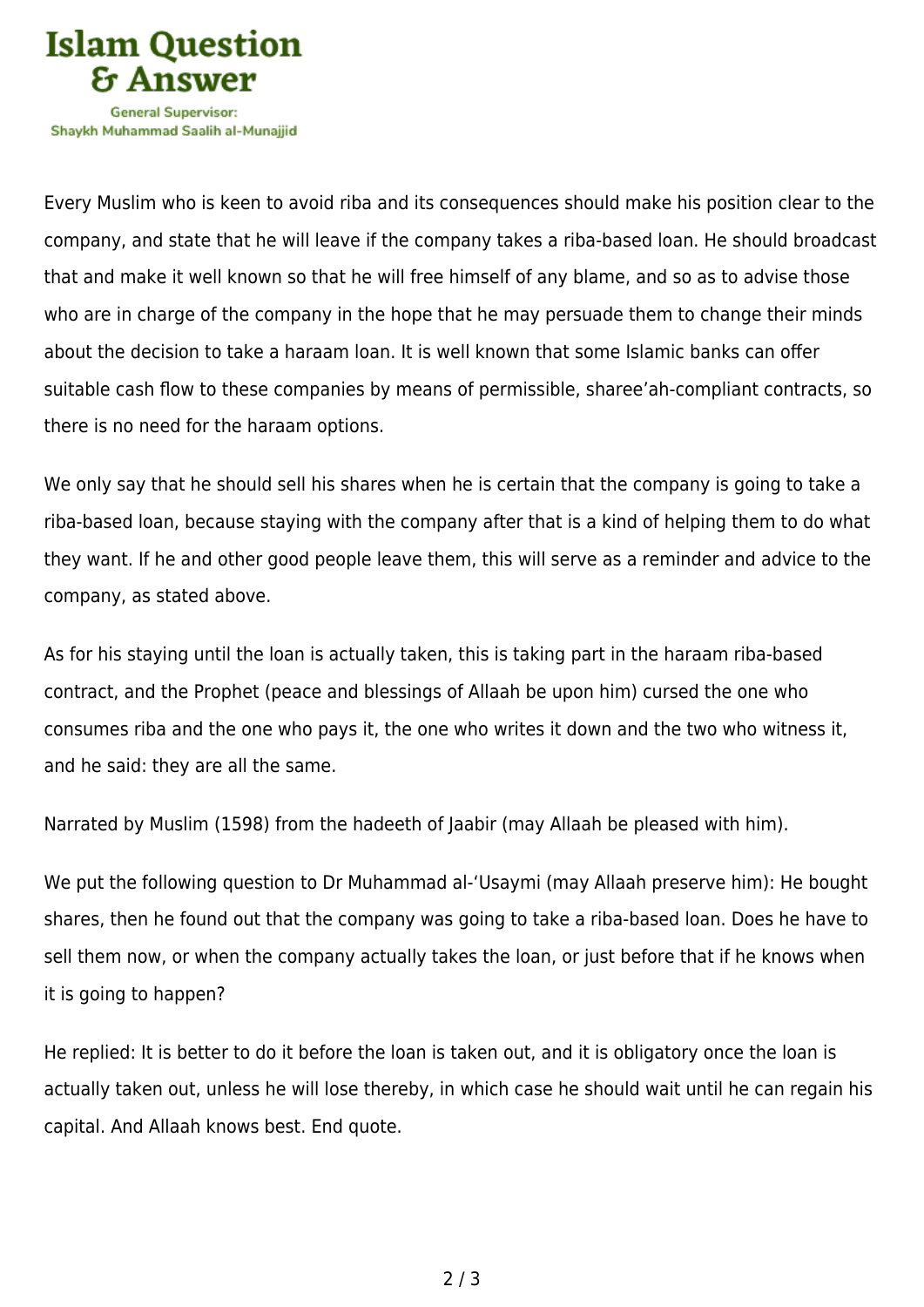Every Muslim who is keen to avoid riba and its consequences should make his position clear to the company, and state that he will leave if the company takes a riba-based loan. He should broadcast that and make it well known so that he will free himself of any blame, and so as to advise those who are in charge of the company in the hope that he may persuade them to change their minds about the decision to take a haraam loan. It is well known that some Islamic banks can offer suitable cash flow to these companies by means of permissible, sharee'ah-compliant contracts, so there is no need for the haraam options.

We only say that he should sell his shares when he is certain that the company is going to take a riba-based loan, because staying with the company after that is a kind of helping them to do what they want. If he and other good people leave them, this will serve as a reminder and advice to the company, as stated above.

As for his staying until the loan is actually taken, this is taking part in the haraam riba-based contract, and the Prophet (peace and blessings of Allaah be upon him) cursed the one who consumes riba and the one who pays it, the one who writes it down and the two who witness it, and he said: they are all the same.

Narrated by Muslim (1598) from the hadeeth of Jaabir (may Allaah be pleased with him).

We put the following question to Dr Muhammad al-'Usaymi (may Allaah preserve him): He bought shares, then he found out that the company was going to take a riba-based loan. Does he have to sell them now, or when the company actually takes the loan, or just before that if he knows when it is going to happen?

He replied: It is better to do it before the loan is taken out, and it is obligatory once the loan is actually taken out, unless he will lose thereby, in which case he should wait until he can regain his capital. And Allaah knows best. End quote.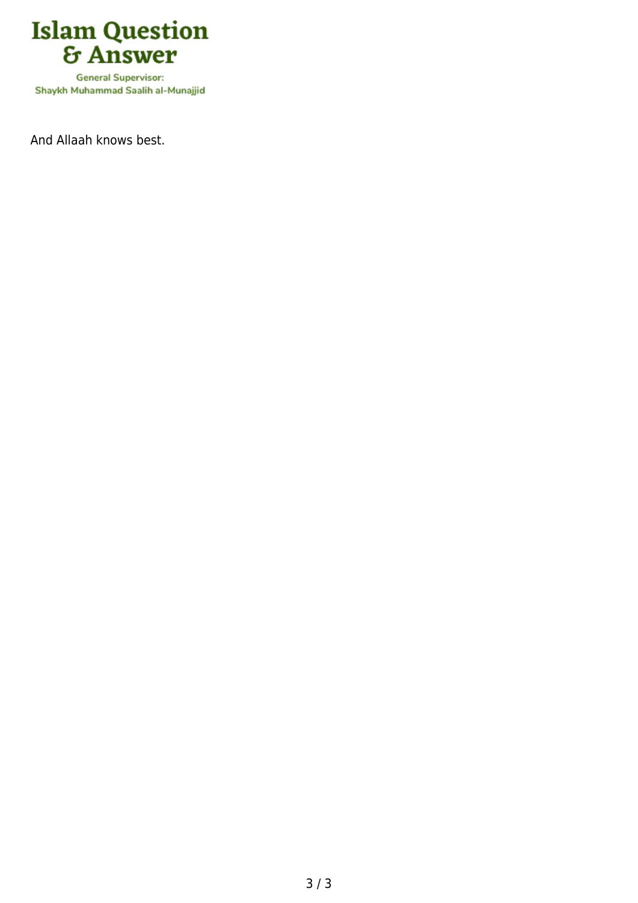And Allaah knows best.